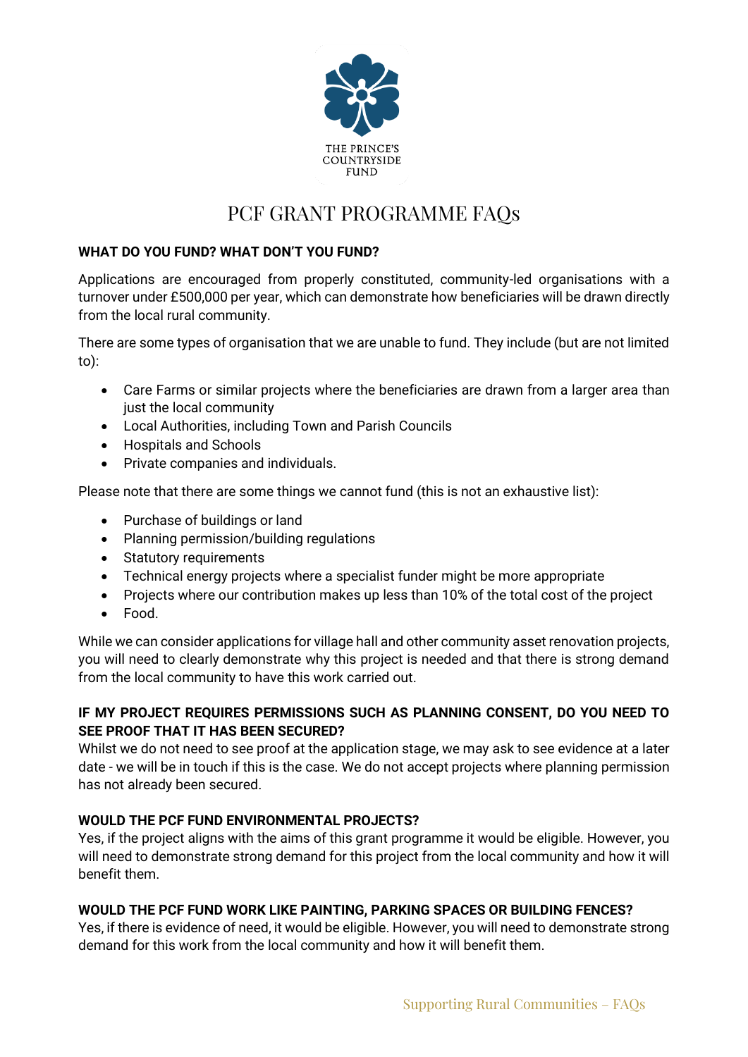THE PRINCE'S COUNTRYSIDE FUND

# PCF GRANT PROGRAMME FAQs

**WHAT DO YOU FUND? WHAT DON'T YOU FUND?**

Applications are encouraged from properly constituted, community-led organisations with a turnover under £500,000 per year, which can demonstrate how beneficiaries will be drawn directly from the local rural community.

There are some types of organisation that we are unable to fund. They include (but are not limited to):

- Care Farms or similar projects where the beneficiaries are drawn from a larger area than just the local community
- Local Authorities, including Town and Parish Councils
- Hospitals and Schools
- Private companies and individuals.

Please note that there are some things we cannot fund (this is not an exhaustive list):

- Purchase of buildings or land
- Planning permission/building regulations
- Statutory requirements
- Technical energy projects where a specialist funder might be more appropriate
- Projects where our contribution makes up less than 10% of the total cost of the project
- Food.

While we can consider applications for village hall and other community asset renovation projects, you will need to clearly demonstrate why this project is needed and that there is strong demand from the local community to have this work carried out.

**IF MY PROJECT REQUIRES PERMISSIONS SUCH AS PLANNING CONSENT, DO YOU NEED TO SEE PROOF THAT IT HAS BEEN SECURED?**

Whilst we do not need to see proof at the application stage, we may ask to see evidence at a later date - we will be in touch if this is the case. We do not accept projects where planning permission has not already been secured.

**WOULD THE PCF FUND ENVIRONMENTAL PROJECTS?**

Yes, if the project aligns with the aims of this grant programme it would be eligible. However, you will need to demonstrate strong demand for this project from the local community and how it will benefit them.

**WOULD THE PCF FUND WORK LIKE PAINTING, PARKING SPACES OR BUILDING FENCES?**

Yes, if there is evidence of need, it would be eligible. However, you will need to demonstrate strong demand for this work from the local community and how it will benefit them.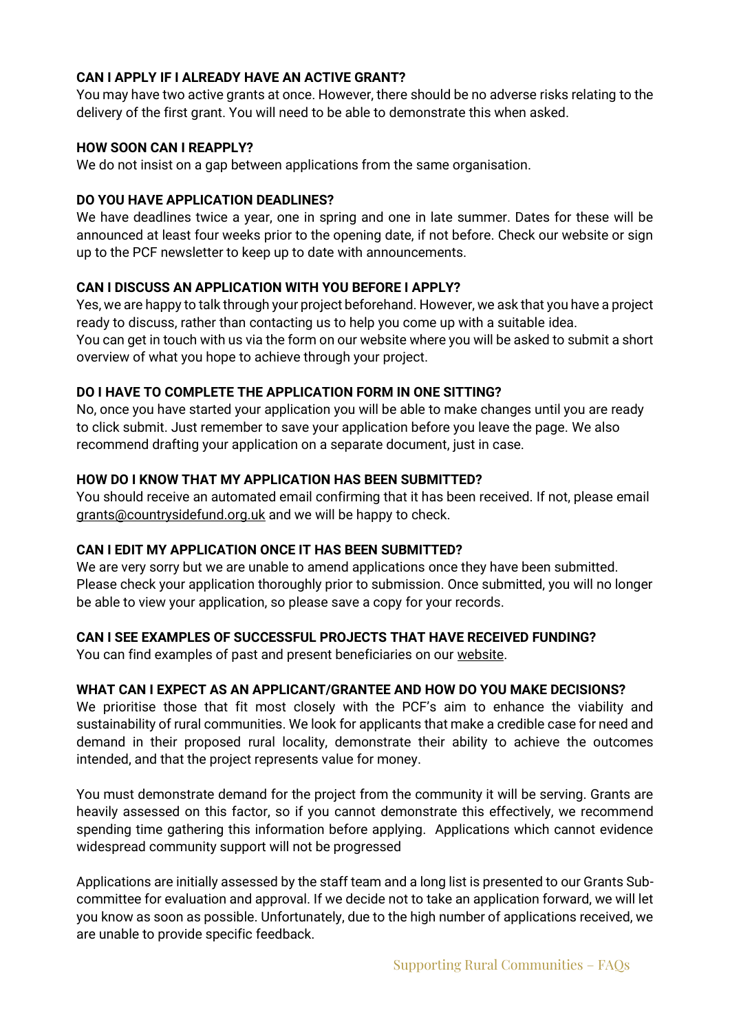**CAN I APPLY IF I ALREADY HAVE AN ACTIVE GRANT?**

You may have two active grants at once. However, there should be no adverse risks relating to the delivery of the first grant. You will need to be able to demonstrate this when asked.

**HOW SOON CAN I REAPPLY?**

We do not insist on a gap between applications from the same organisation.

**DO YOU HAVE APPLICATION DEADLINES?**

We have deadlines twice a year, one in spring and one in late summer. Dates for these will be announced at least four weeks prior to the opening date, if not before. Check our website or sign up to the PCF newsletter to keep up to date with announcements.

**CAN I DISCUSS AN APPLICATION WITH YOU BEFORE I APPLY?**

Yes, we are happy to talk through your project beforehand. However, we ask that you have a project ready to discuss, rather than contacting us to help you come up with a suitable idea.
You can get in touch with us via the form on our website where you will be asked to submit a short overview of what you hope to achieve through your project.

**DO I HAVE TO COMPLETE THE APPLICATION FORM IN ONE SITTING?**

No, once you have started your application you will be able to make changes until you are ready to click submit. Just remember to save your application before you leave the page. We also recommend drafting your application on a separate document, just in case.

**HOW DO I KNOW THAT MY APPLICATION HAS BEEN SUBMITTED?**

You should receive an automated email confirming that it has been received. If not, please email grants@countrysidefund.org.uk and we will be happy to check.

**CAN I EDIT MY APPLICATION ONCE IT HAS BEEN SUBMITTED?**

We are very sorry but we are unable to amend applications once they have been submitted. Please check your application thoroughly prior to submission. Once submitted, you will no longer be able to view your application, so please save a copy for your records.

**CAN I SEE EXAMPLES OF SUCCESSFUL PROJECTS THAT HAVE RECEIVED FUNDING?**

You can find examples of past and present beneficiaries on our website.

**WHAT CAN I EXPECT AS AN APPLICANT/GRANTEE AND HOW DO YOU MAKE DECISIONS?**

We prioritise those that fit most closely with the PCF's aim to enhance the viability and sustainability of rural communities. We look for applicants that make a credible case for need and demand in their proposed rural locality, demonstrate their ability to achieve the outcomes intended, and that the project represents value for money.

You must demonstrate demand for the project from the community it will be serving. Grants are heavily assessed on this factor, so if you cannot demonstrate this effectively, we recommend spending time gathering this information before applying. Applications which cannot evidence widespread community support will not be progressed

Applications are initially assessed by the staff team and a long list is presented to our Grants Sub-committee for evaluation and approval. If we decide not to take an application forward, we will let you know as soon as possible. Unfortunately, due to the high number of applications received, we are unable to provide specific feedback.